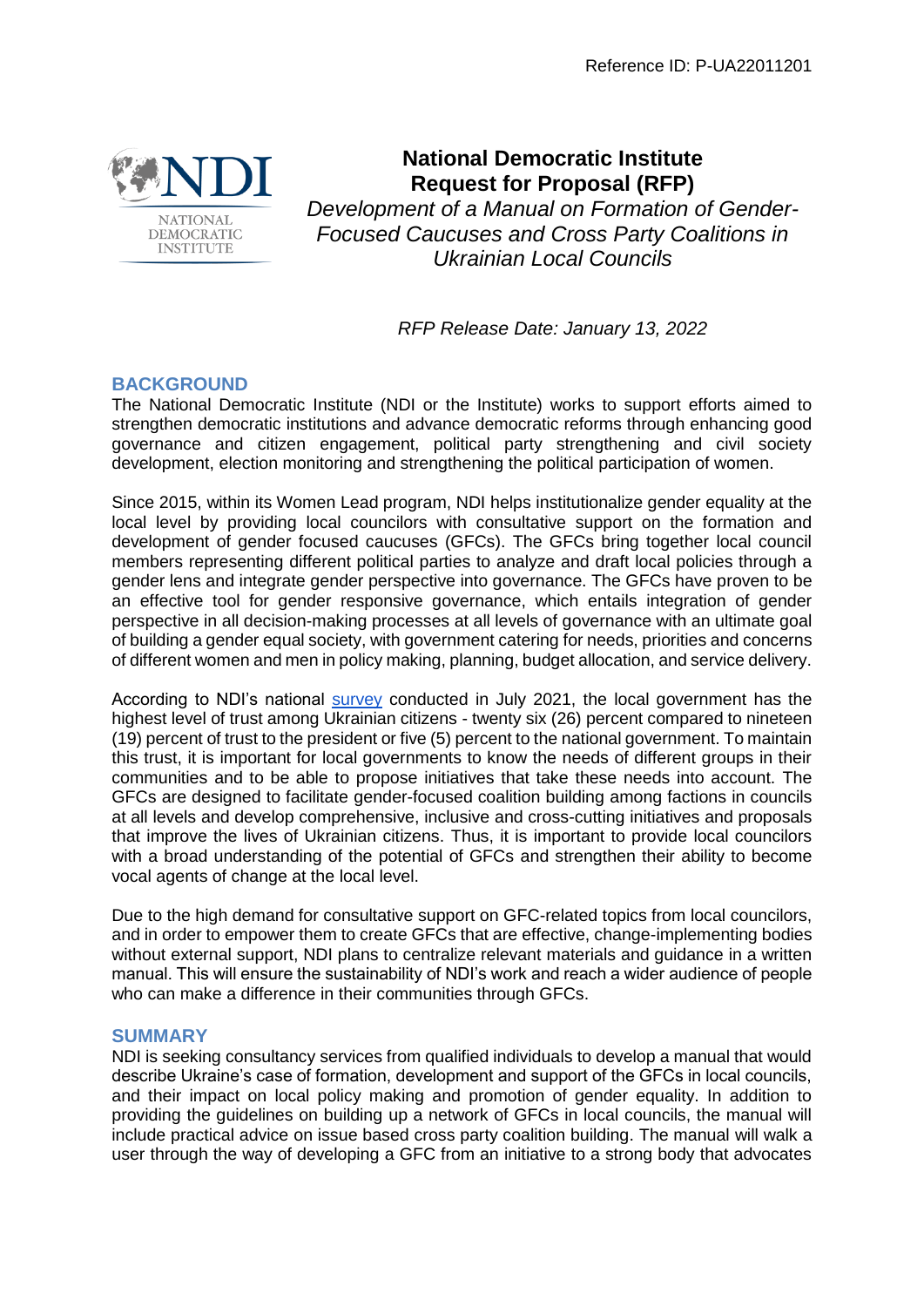Reference ID: P-UA22011201

# National Democratic Institute Request for Proposal (RFP)

*Development of a Manual on Formation of Gender-Focused Caucuses and Cross Party Coalitions in Ukrainian Local Councils*

*RFP Release Date: January 13, 2022*

## BACKGROUND

The National Democratic Institute (NDI or the Institute) works to support efforts aimed to strengthen democratic institutions and advance democratic reforms through enhancing good governance and citizen engagement, political party strengthening and civil society development, election monitoring and strengthening the political participation of women.

Since 2015, within its Women Lead program, NDI helps institutionalize gender equality at the local level by providing local councilors with consultative support on the formation and development of gender focused caucuses (GFCs). The GFCs bring together local council members representing different political parties to analyze and draft local policies through a gender lens and integrate gender perspective into governance. The GFCs have proven to be an effective tool for gender responsive governance, which entails integration of gender perspective in all decision-making processes at all levels of governance with an ultimate goal of building a gender equal society, with government catering for needs, priorities and concerns of different women and men in policy making, planning, budget allocation, and service delivery.

According to NDI's national survey conducted in July 2021, the local government has the highest level of trust among Ukrainian citizens - twenty six (26) percent compared to nineteen (19) percent of trust to the president or five (5) percent to the national government. To maintain this trust, it is important for local governments to know the needs of different groups in their communities and to be able to propose initiatives that take these needs into account. The GFCs are designed to facilitate gender-focused coalition building among factions in councils at all levels and develop comprehensive, inclusive and cross-cutting initiatives and proposals that improve the lives of Ukrainian citizens. Thus, it is important to provide local councilors with a broad understanding of the potential of GFCs and strengthen their ability to become vocal agents of change at the local level.

Due to the high demand for consultative support on GFC-related topics from local councilors, and in order to empower them to create GFCs that are effective, change-implementing bodies without external support, NDI plans to centralize relevant materials and guidance in a written manual. This will ensure the sustainability of NDI's work and reach a wider audience of people who can make a difference in their communities through GFCs.

## SUMMARY

NDI is seeking consultancy services from qualified individuals to develop a manual that would describe Ukraine's case of formation, development and support of the GFCs in local councils, and their impact on local policy making and promotion of gender equality. In addition to providing the guidelines on building up a network of GFCs in local councils, the manual will include practical advice on issue based cross party coalition building. The manual will walk a user through the way of developing a GFC from an initiative to a strong body that advocates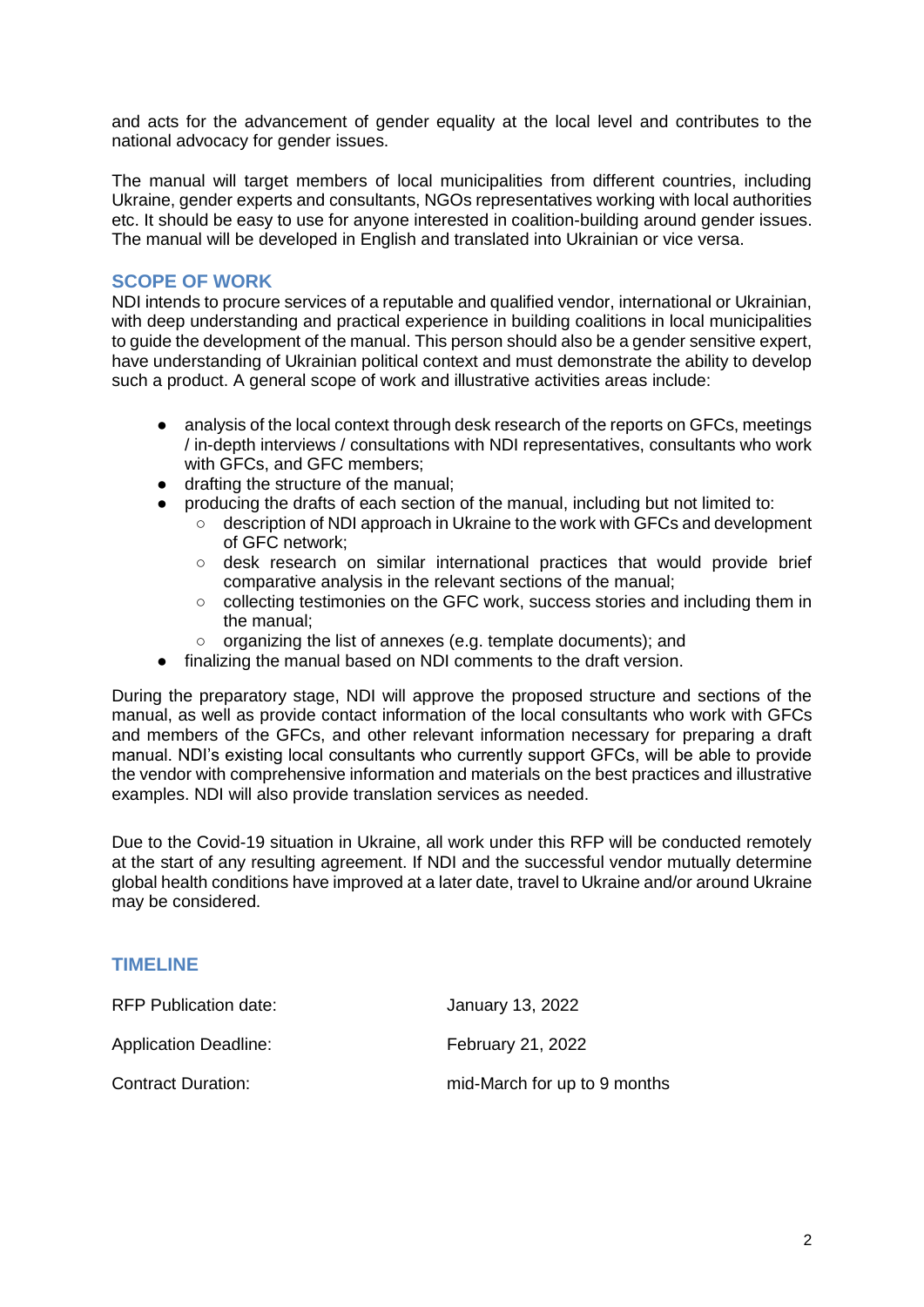and acts for the advancement of gender equality at the local level and contributes to the national advocacy for gender issues.

The manual will target members of local municipalities from different countries, including Ukraine, gender experts and consultants, NGOs representatives working with local authorities etc. It should be easy to use for anyone interested in coalition-building around gender issues. The manual will be developed in English and translated into Ukrainian or vice versa.

## SCOPE OF WORK

NDI intends to procure services of a reputable and qualified vendor, international or Ukrainian, with deep understanding and practical experience in building coalitions in local municipalities to guide the development of the manual. This person should also be a gender sensitive expert, have understanding of Ukrainian political context and must demonstrate the ability to develop such a product. A general scope of work and illustrative activities areas include:

- analysis of the local context through desk research of the reports on GFCs, meetings / in-depth interviews / consultations with NDI representatives, consultants who work with GFCs, and GFC members;
- drafting the structure of the manual;
- producing the drafts of each section of the manual, including but not limited to:
  - description of NDI approach in Ukraine to the work with GFCs and development of GFC network;
  - desk research on similar international practices that would provide brief comparative analysis in the relevant sections of the manual;
  - collecting testimonies on the GFC work, success stories and including them in the manual;
  - organizing the list of annexes (e.g. template documents); and
- finalizing the manual based on NDI comments to the draft version.

During the preparatory stage, NDI will approve the proposed structure and sections of the manual, as well as provide contact information of the local consultants who work with GFCs and members of the GFCs, and other relevant information necessary for preparing a draft manual. NDI's existing local consultants who currently support GFCs, will be able to provide the vendor with comprehensive information and materials on the best practices and illustrative examples. NDI will also provide translation services as needed.

Due to the Covid-19 situation in Ukraine, all work under this RFP will be conducted remotely at the start of any resulting agreement. If NDI and the successful vendor mutually determine global health conditions have improved at a later date, travel to Ukraine and/or around Ukraine may be considered.

## TIMELINE

| | |
|---|---|
| RFP Publication date: | January 13, 2022 |
| Application Deadline: | February 21, 2022 |
| Contract Duration: | mid-March for up to 9 months |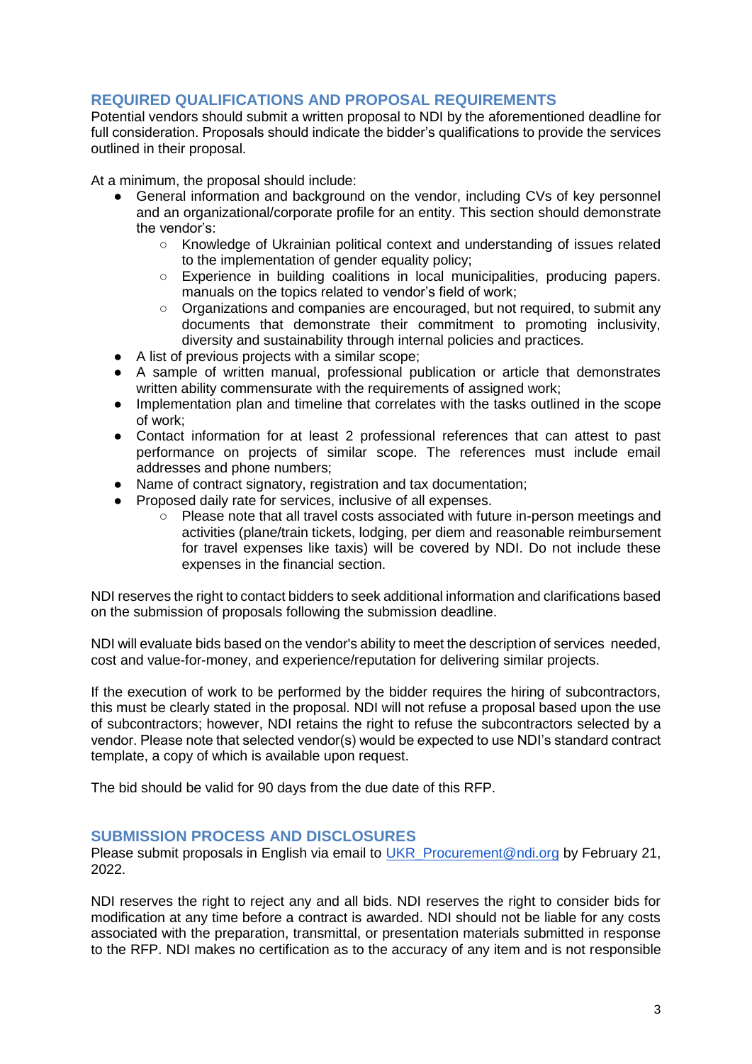## REQUIRED QUALIFICATIONS AND PROPOSAL REQUIREMENTS

Potential vendors should submit a written proposal to NDI by the aforementioned deadline for full consideration. Proposals should indicate the bidder's qualifications to provide the services outlined in their proposal.

At a minimum, the proposal should include:

- General information and background on the vendor, including CVs of key personnel and an organizational/corporate profile for an entity. This section should demonstrate the vendor's:
    - Knowledge of Ukrainian political context and understanding of issues related to the implementation of gender equality policy;
    - Experience in building coalitions in local municipalities, producing papers. manuals on the topics related to vendor's field of work;
    - Organizations and companies are encouraged, but not required, to submit any documents that demonstrate their commitment to promoting inclusivity, diversity and sustainability through internal policies and practices.
- A list of previous projects with a similar scope;
- A sample of written manual, professional publication or article that demonstrates written ability commensurate with the requirements of assigned work;
- Implementation plan and timeline that correlates with the tasks outlined in the scope of work;
- Contact information for at least 2 professional references that can attest to past performance on projects of similar scope. The references must include email addresses and phone numbers;
- Name of contract signatory, registration and tax documentation;
- Proposed daily rate for services, inclusive of all expenses.
    - Please note that all travel costs associated with future in-person meetings and activities (plane/train tickets, lodging, per diem and reasonable reimbursement for travel expenses like taxis) will be covered by NDI. Do not include these expenses in the financial section.

NDI reserves the right to contact bidders to seek additional information and clarifications based on the submission of proposals following the submission deadline.

NDI will evaluate bids based on the vendor's ability to meet the description of services needed, cost and value-for-money, and experience/reputation for delivering similar projects.

If the execution of work to be performed by the bidder requires the hiring of subcontractors, this must be clearly stated in the proposal. NDI will not refuse a proposal based upon the use of subcontractors; however, NDI retains the right to refuse the subcontractors selected by a vendor. Please note that selected vendor(s) would be expected to use NDI's standard contract template, a copy of which is available upon request.

The bid should be valid for 90 days from the due date of this RFP.

## SUBMISSION PROCESS AND DISCLOSURES

Please submit proposals in English via email to UKR_Procurement@ndi.org by February 21, 2022.

NDI reserves the right to reject any and all bids. NDI reserves the right to consider bids for modification at any time before a contract is awarded. NDI should not be liable for any costs associated with the preparation, transmittal, or presentation materials submitted in response to the RFP. NDI makes no certification as to the accuracy of any item and is not responsible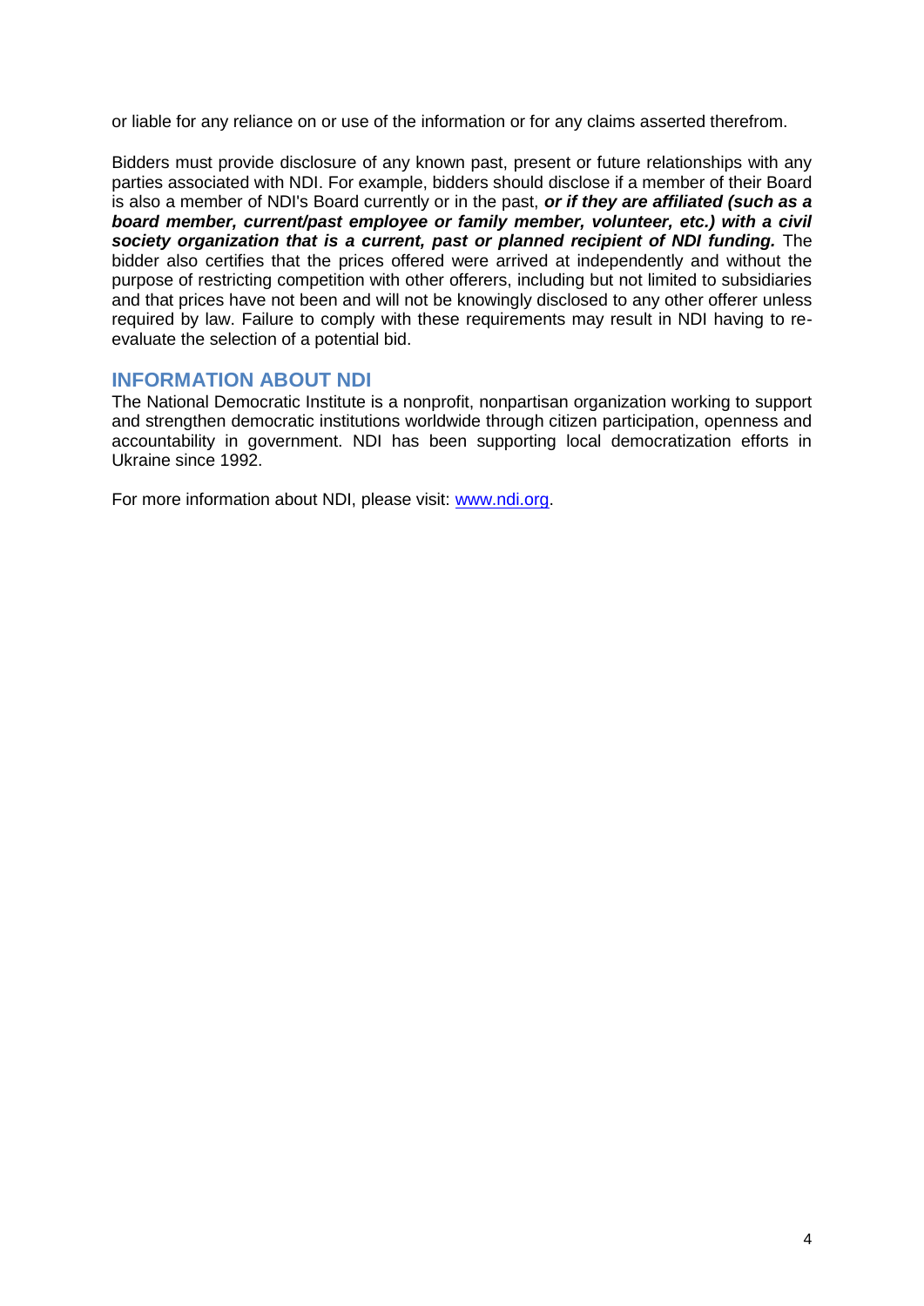or liable for any reliance on or use of the information or for any claims asserted therefrom.

Bidders must provide disclosure of any known past, present or future relationships with any parties associated with NDI. For example, bidders should disclose if a member of their Board is also a member of NDI's Board currently or in the past, ***or if they are affiliated (such as a board member, current/past employee or family member, volunteer, etc.) with a civil society organization that is a current, past or planned recipient of NDI funding.*** The bidder also certifies that the prices offered were arrived at independently and without the purpose of restricting competition with other offerers, including but not limited to subsidiaries and that prices have not been and will not be knowingly disclosed to any other offerer unless required by law. Failure to comply with these requirements may result in NDI having to re-evaluate the selection of a potential bid.

## INFORMATION ABOUT NDI

The National Democratic Institute is a nonprofit, nonpartisan organization working to support and strengthen democratic institutions worldwide through citizen participation, openness and accountability in government. NDI has been supporting local democratization efforts in Ukraine since 1992.

For more information about NDI, please visit: [www.ndi.org](http://www.ndi.org).